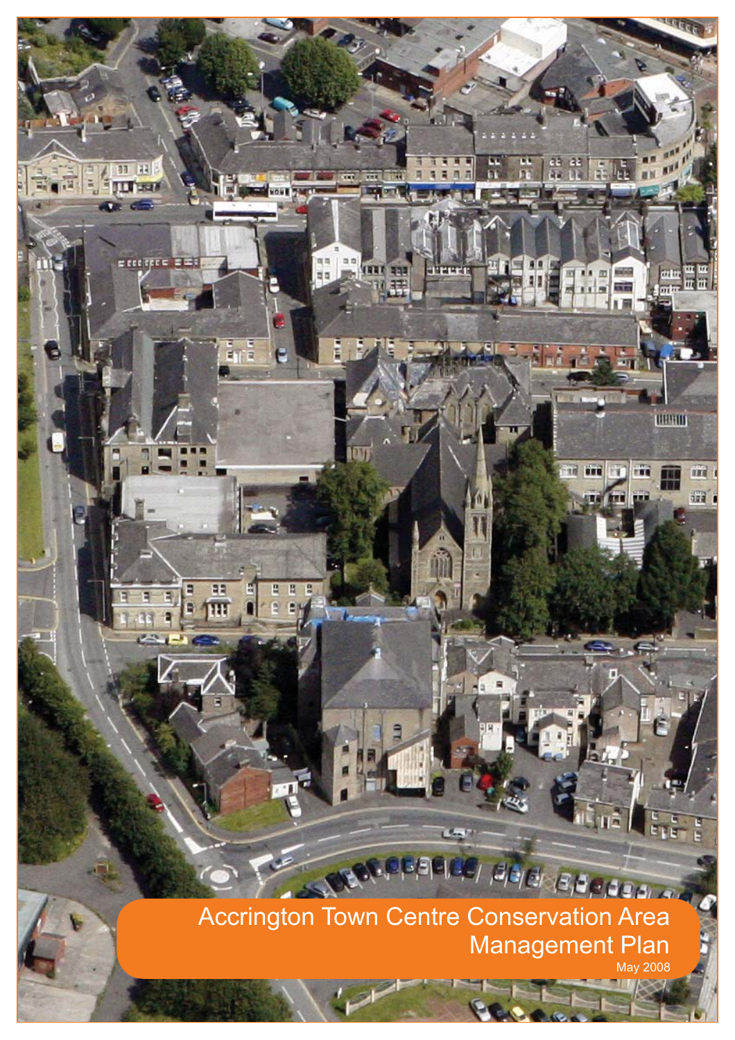# Accrington Town Centre Conservation Area Management Plan

May 2008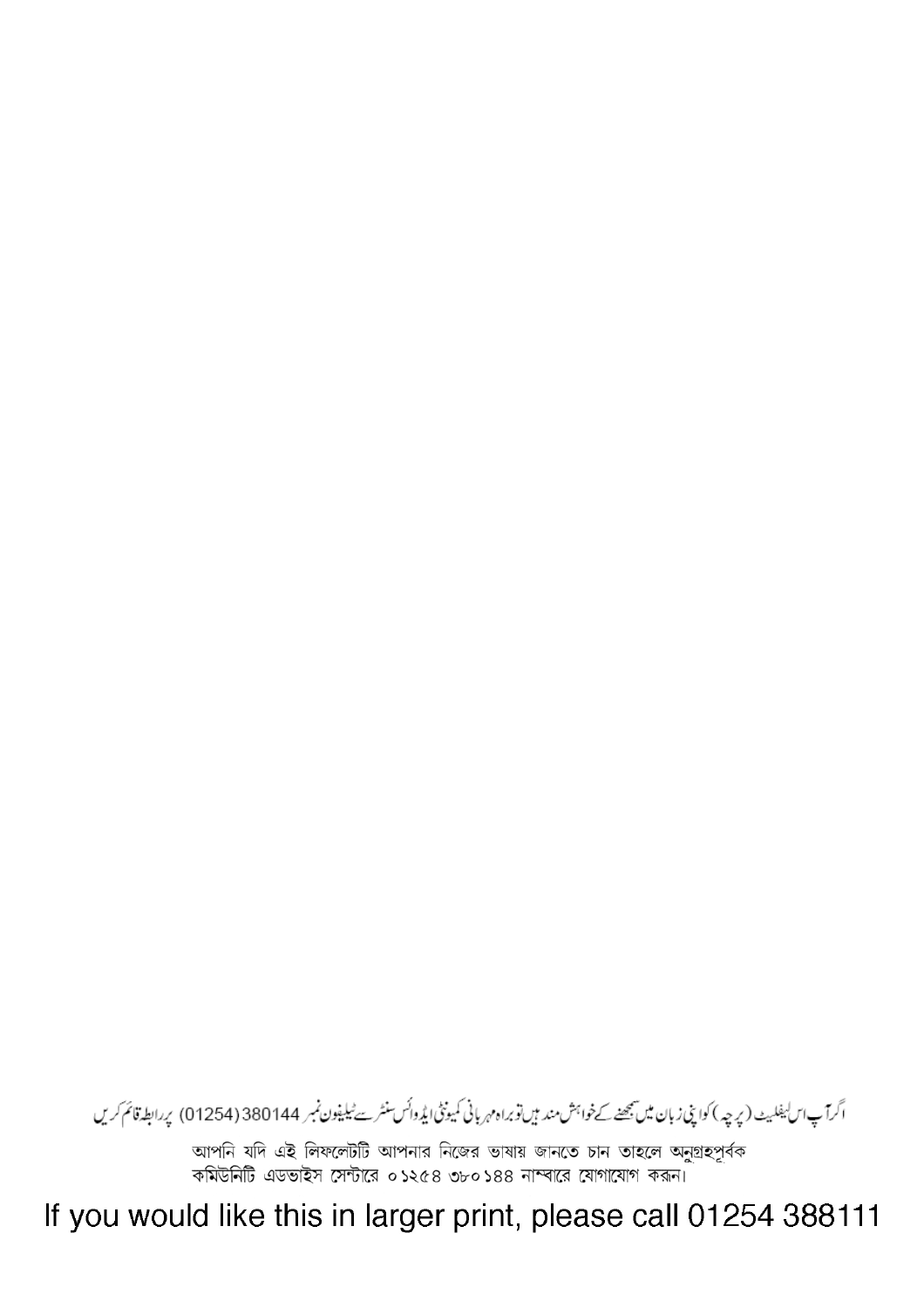اگر آپ اس لیفلیٹ (پرچہ) کو اپنی زبان میں سمجھنے کے خواہش مند ہیں تو براہ مہربانی کمیونٹی ایڈوائس سنٹر سے ٹیلیفون نمبر 380144 (01254) پر رابطہ قائم کریں

আপনি যদি এই লিফলেটটি আপনার নিজের ভাষায় জানতে চান তাহলে অনুগ্রহপূর্বক কমিউনিটি এডভাইস সেন্টারে ০১২৫৪ ৩৮০১৪৪ নাম্বারে যোগাযোগ করুন।

If you would like this in larger print, please call 01254 388111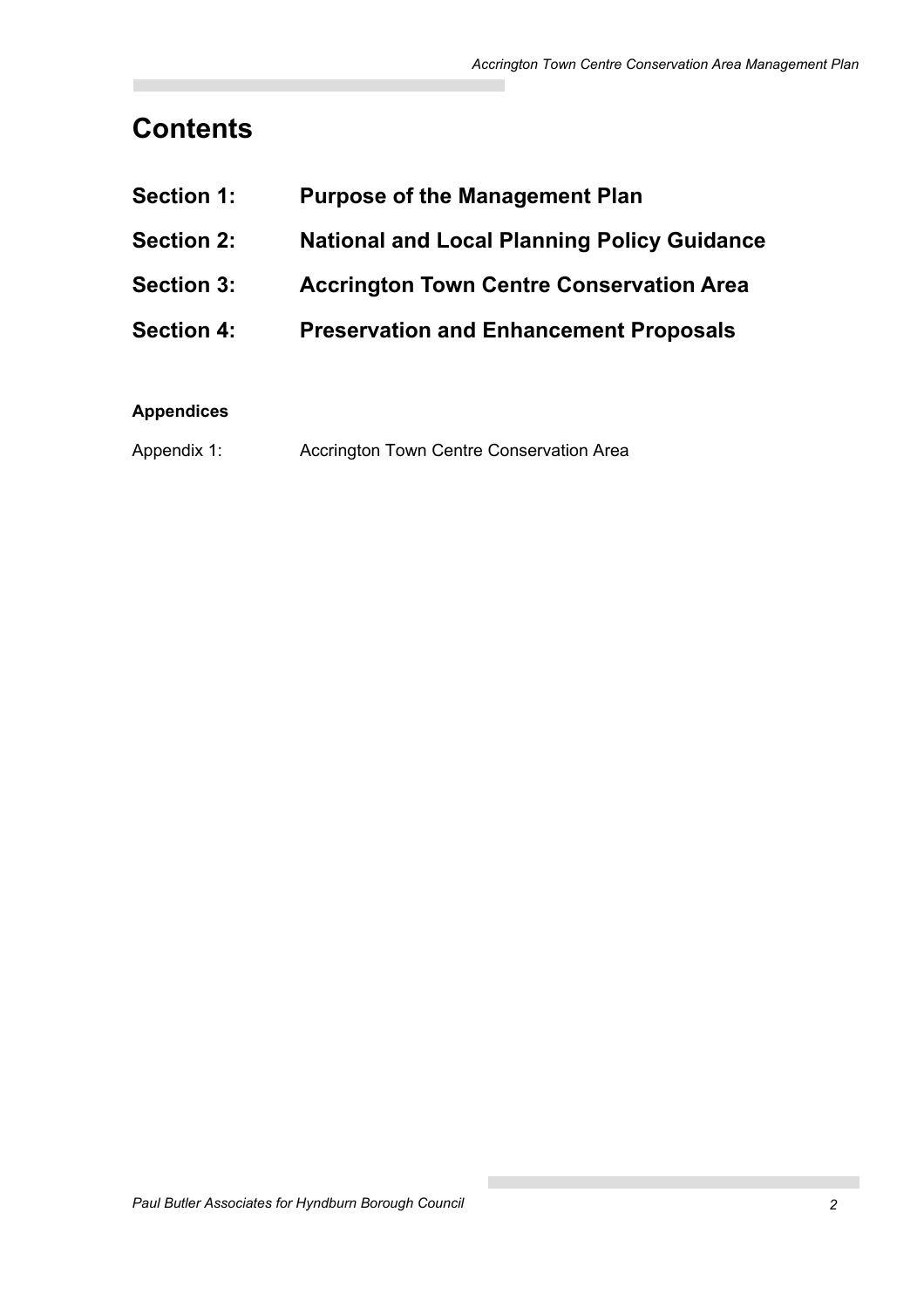# Contents

**Section 1: Purpose of the Management Plan**

**Section 2: National and Local Planning Policy Guidance**

**Section 3: Accrington Town Centre Conservation Area**

**Section 4: Preservation and Enhancement Proposals**

**Appendices**

Appendix 1: Accrington Town Centre Conservation Area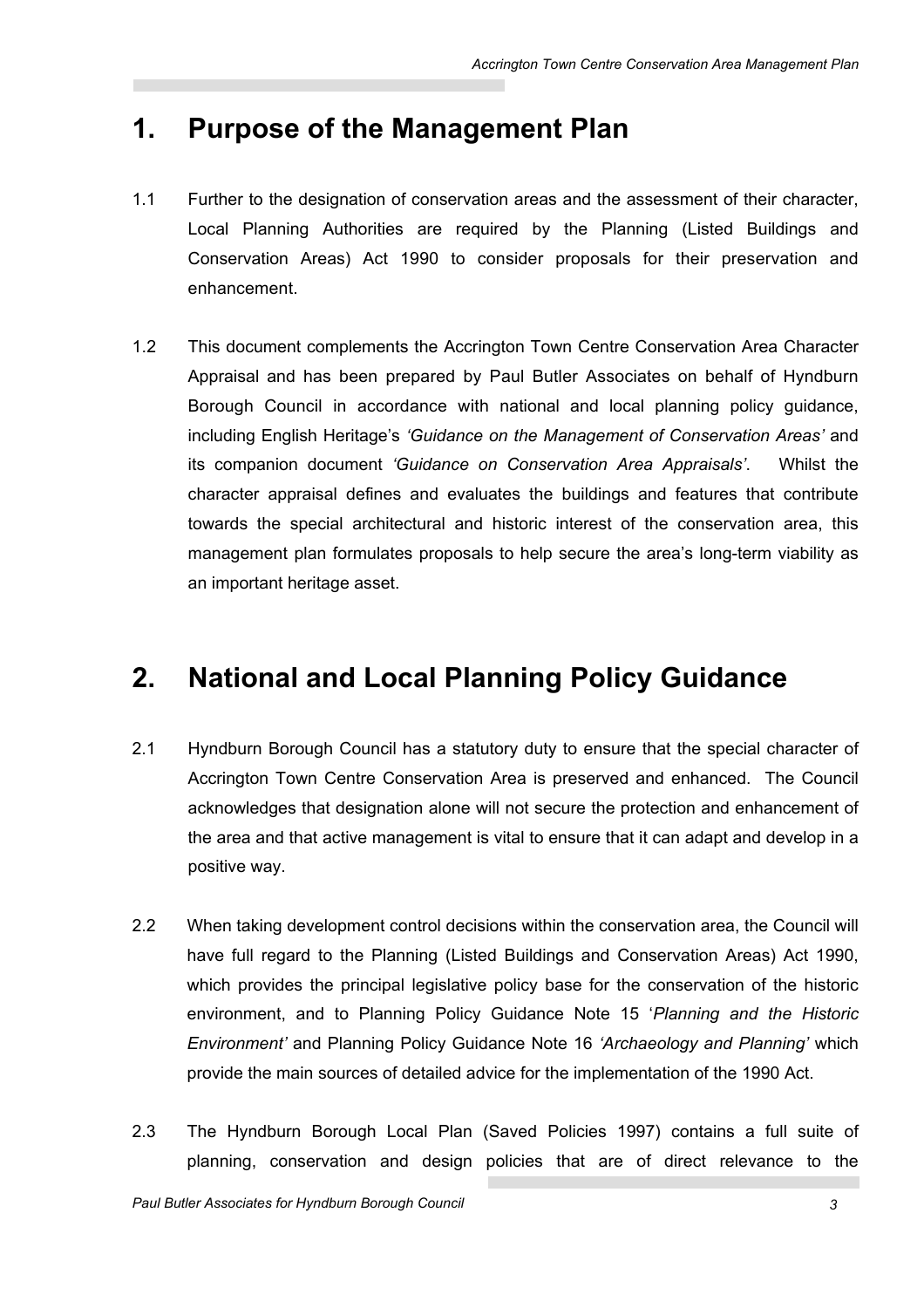# 1. Purpose of the Management Plan

1.1 Further to the designation of conservation areas and the assessment of their character, Local Planning Authorities are required by the Planning (Listed Buildings and Conservation Areas) Act 1990 to consider proposals for their preservation and enhancement.

1.2 This document complements the Accrington Town Centre Conservation Area Character Appraisal and has been prepared by Paul Butler Associates on behalf of Hyndburn Borough Council in accordance with national and local planning policy guidance, including English Heritage's *'Guidance on the Management of Conservation Areas'* and its companion document *'Guidance on Conservation Area Appraisals'*. Whilst the character appraisal defines and evaluates the buildings and features that contribute towards the special architectural and historic interest of the conservation area, this management plan formulates proposals to help secure the area's long-term viability as an important heritage asset.

# 2. National and Local Planning Policy Guidance

2.1 Hyndburn Borough Council has a statutory duty to ensure that the special character of Accrington Town Centre Conservation Area is preserved and enhanced. The Council acknowledges that designation alone will not secure the protection and enhancement of the area and that active management is vital to ensure that it can adapt and develop in a positive way.

2.2 When taking development control decisions within the conservation area, the Council will have full regard to the Planning (Listed Buildings and Conservation Areas) Act 1990, which provides the principal legislative policy base for the conservation of the historic environment, and to Planning Policy Guidance Note 15 '*Planning and the Historic Environment'* and Planning Policy Guidance Note 16 *'Archaeology and Planning'* which provide the main sources of detailed advice for the implementation of the 1990 Act.

2.3 The Hyndburn Borough Local Plan (Saved Policies 1997) contains a full suite of planning, conservation and design policies that are of direct relevance to the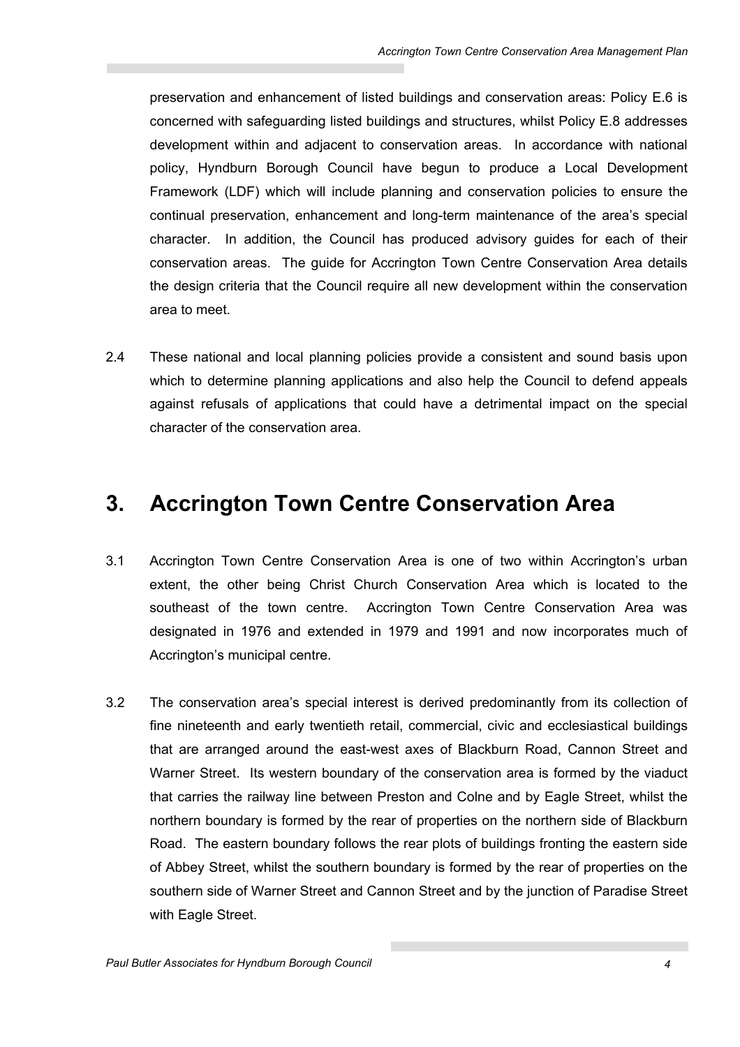preservation and enhancement of listed buildings and conservation areas: Policy E.6 is concerned with safeguarding listed buildings and structures, whilst Policy E.8 addresses development within and adjacent to conservation areas. In accordance with national policy, Hyndburn Borough Council have begun to produce a Local Development Framework (LDF) which will include planning and conservation policies to ensure the continual preservation, enhancement and long-term maintenance of the area's special character. In addition, the Council has produced advisory guides for each of their conservation areas. The guide for Accrington Town Centre Conservation Area details the design criteria that the Council require all new development within the conservation area to meet.

2.4 These national and local planning policies provide a consistent and sound basis upon which to determine planning applications and also help the Council to defend appeals against refusals of applications that could have a detrimental impact on the special character of the conservation area.

# 3. Accrington Town Centre Conservation Area

3.1 Accrington Town Centre Conservation Area is one of two within Accrington's urban extent, the other being Christ Church Conservation Area which is located to the southeast of the town centre. Accrington Town Centre Conservation Area was designated in 1976 and extended in 1979 and 1991 and now incorporates much of Accrington's municipal centre.

3.2 The conservation area's special interest is derived predominantly from its collection of fine nineteenth and early twentieth retail, commercial, civic and ecclesiastical buildings that are arranged around the east-west axes of Blackburn Road, Cannon Street and Warner Street. Its western boundary of the conservation area is formed by the viaduct that carries the railway line between Preston and Colne and by Eagle Street, whilst the northern boundary is formed by the rear of properties on the northern side of Blackburn Road. The eastern boundary follows the rear plots of buildings fronting the eastern side of Abbey Street, whilst the southern boundary is formed by the rear of properties on the southern side of Warner Street and Cannon Street and by the junction of Paradise Street with Eagle Street.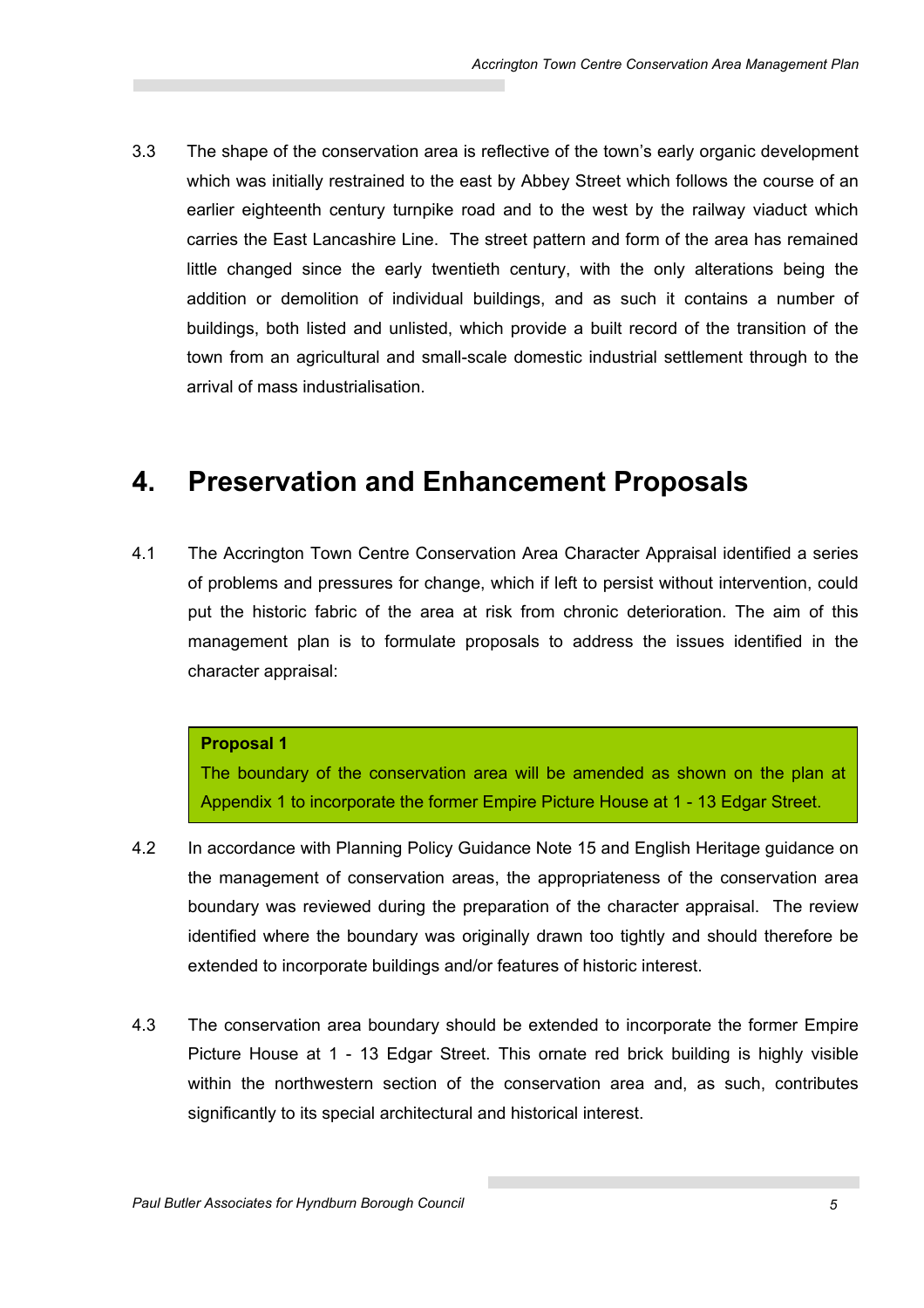3.3 The shape of the conservation area is reflective of the town's early organic development which was initially restrained to the east by Abbey Street which follows the course of an earlier eighteenth century turnpike road and to the west by the railway viaduct which carries the East Lancashire Line. The street pattern and form of the area has remained little changed since the early twentieth century, with the only alterations being the addition or demolition of individual buildings, and as such it contains a number of buildings, both listed and unlisted, which provide a built record of the transition of the town from an agricultural and small-scale domestic industrial settlement through to the arrival of mass industrialisation.

# 4. Preservation and Enhancement Proposals

4.1 The Accrington Town Centre Conservation Area Character Appraisal identified a series of problems and pressures for change, which if left to persist without intervention, could put the historic fabric of the area at risk from chronic deterioration. The aim of this management plan is to formulate proposals to address the issues identified in the character appraisal:

> **Proposal 1**
> The boundary of the conservation area will be amended as shown on the plan at Appendix 1 to incorporate the former Empire Picture House at 1 - 13 Edgar Street.

4.2 In accordance with Planning Policy Guidance Note 15 and English Heritage guidance on the management of conservation areas, the appropriateness of the conservation area boundary was reviewed during the preparation of the character appraisal. The review identified where the boundary was originally drawn too tightly and should therefore be extended to incorporate buildings and/or features of historic interest.

4.3 The conservation area boundary should be extended to incorporate the former Empire Picture House at 1 - 13 Edgar Street. This ornate red brick building is highly visible within the northwestern section of the conservation area and, as such, contributes significantly to its special architectural and historical interest.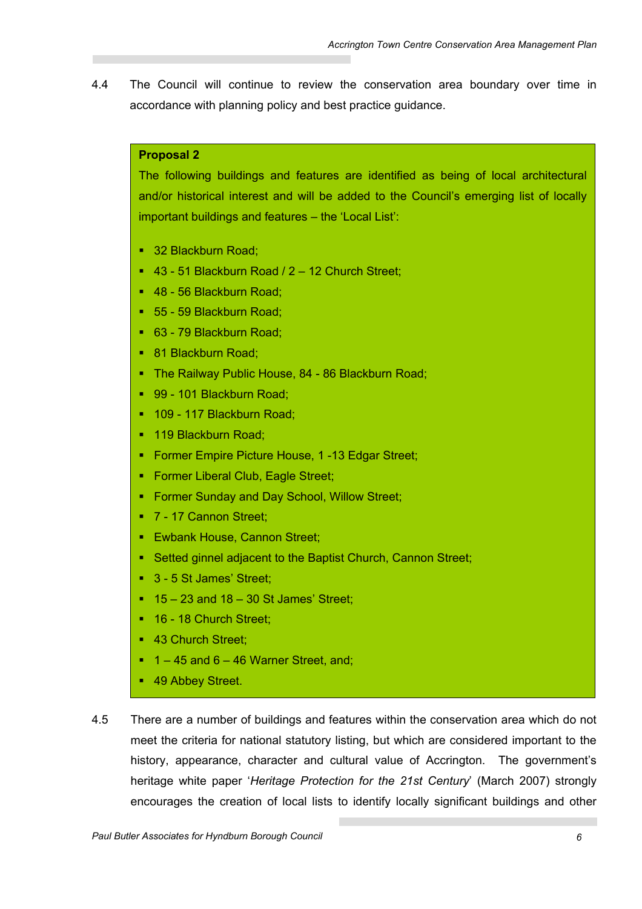4.4 The Council will continue to review the conservation area boundary over time in accordance with planning policy and best practice guidance.

**Proposal 2**

The following buildings and features are identified as being of local architectural and/or historical interest and will be added to the Council's emerging list of locally important buildings and features – the 'Local List':

- 32 Blackburn Road;
- 43 - 51 Blackburn Road / 2 – 12 Church Street;
- 48 - 56 Blackburn Road;
- 55 - 59 Blackburn Road;
- 63 - 79 Blackburn Road;
- 81 Blackburn Road;
- The Railway Public House, 84 - 86 Blackburn Road;
- 99 - 101 Blackburn Road;
- 109 - 117 Blackburn Road;
- 119 Blackburn Road;
- Former Empire Picture House, 1 -13 Edgar Street;
- Former Liberal Club, Eagle Street;
- Former Sunday and Day School, Willow Street;
- 7 - 17 Cannon Street;
- Ewbank House, Cannon Street;
- Setted ginnel adjacent to the Baptist Church, Cannon Street;
- 3 - 5 St James' Street;
- 15 – 23 and 18 – 30 St James' Street;
- 16 - 18 Church Street;
- 43 Church Street;
- 1 – 45 and 6 – 46 Warner Street, and;
- 49 Abbey Street.

4.5 There are a number of buildings and features within the conservation area which do not meet the criteria for national statutory listing, but which are considered important to the history, appearance, character and cultural value of Accrington. The government's heritage white paper '*Heritage Protection for the 21st Century*' (March 2007) strongly encourages the creation of local lists to identify locally significant buildings and other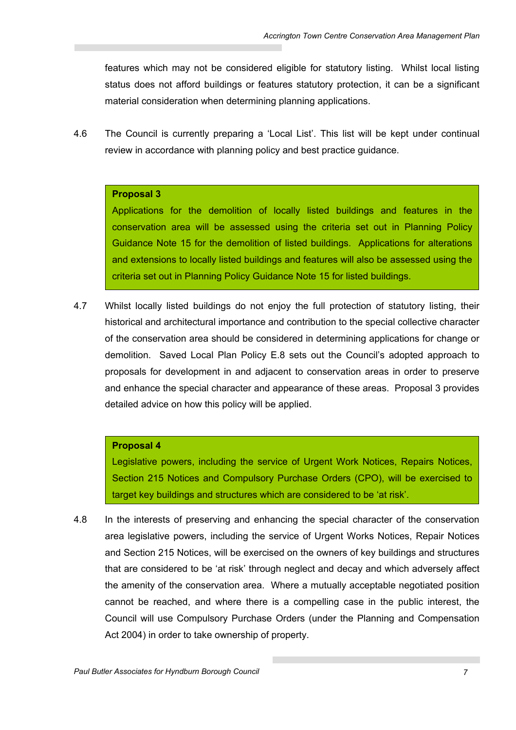features which may not be considered eligible for statutory listing. Whilst local listing status does not afford buildings or features statutory protection, it can be a significant material consideration when determining planning applications.

4.6 The Council is currently preparing a 'Local List'. This list will be kept under continual review in accordance with planning policy and best practice guidance.

> **Proposal 3**
> Applications for the demolition of locally listed buildings and features in the conservation area will be assessed using the criteria set out in Planning Policy Guidance Note 15 for the demolition of listed buildings. Applications for alterations and extensions to locally listed buildings and features will also be assessed using the criteria set out in Planning Policy Guidance Note 15 for listed buildings.

4.7 Whilst locally listed buildings do not enjoy the full protection of statutory listing, their historical and architectural importance and contribution to the special collective character of the conservation area should be considered in determining applications for change or demolition. Saved Local Plan Policy E.8 sets out the Council's adopted approach to proposals for development in and adjacent to conservation areas in order to preserve and enhance the special character and appearance of these areas. Proposal 3 provides detailed advice on how this policy will be applied.

> **Proposal 4**
> Legislative powers, including the service of Urgent Work Notices, Repairs Notices, Section 215 Notices and Compulsory Purchase Orders (CPO), will be exercised to target key buildings and structures which are considered to be 'at risk'.

4.8 In the interests of preserving and enhancing the special character of the conservation area legislative powers, including the service of Urgent Works Notices, Repair Notices and Section 215 Notices, will be exercised on the owners of key buildings and structures that are considered to be 'at risk' through neglect and decay and which adversely affect the amenity of the conservation area. Where a mutually acceptable negotiated position cannot be reached, and where there is a compelling case in the public interest, the Council will use Compulsory Purchase Orders (under the Planning and Compensation Act 2004) in order to take ownership of property.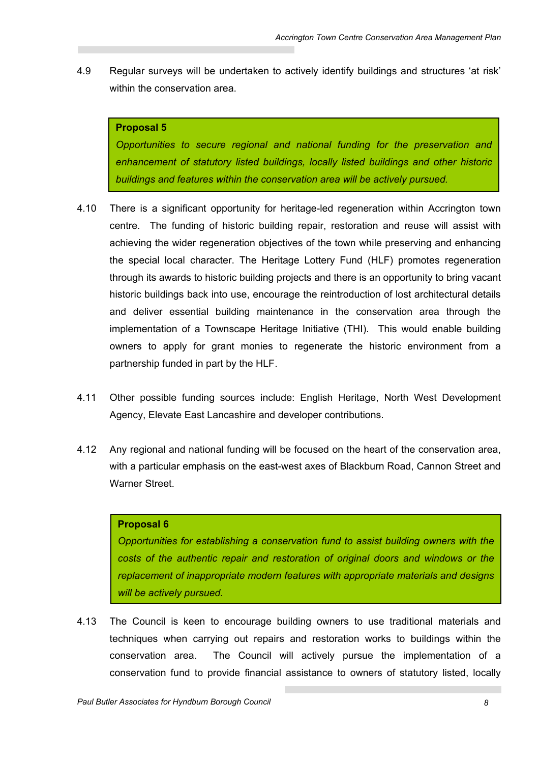4.9 Regular surveys will be undertaken to actively identify buildings and structures 'at risk' within the conservation area.

> **Proposal 5**
>
> *Opportunities to secure regional and national funding for the preservation and enhancement of statutory listed buildings, locally listed buildings and other historic buildings and features within the conservation area will be actively pursued.*

4.10 There is a significant opportunity for heritage-led regeneration within Accrington town centre. The funding of historic building repair, restoration and reuse will assist with achieving the wider regeneration objectives of the town while preserving and enhancing the special local character. The Heritage Lottery Fund (HLF) promotes regeneration through its awards to historic building projects and there is an opportunity to bring vacant historic buildings back into use, encourage the reintroduction of lost architectural details and deliver essential building maintenance in the conservation area through the implementation of a Townscape Heritage Initiative (THI). This would enable building owners to apply for grant monies to regenerate the historic environment from a partnership funded in part by the HLF.

4.11 Other possible funding sources include: English Heritage, North West Development Agency, Elevate East Lancashire and developer contributions.

4.12 Any regional and national funding will be focused on the heart of the conservation area, with a particular emphasis on the east-west axes of Blackburn Road, Cannon Street and Warner Street.

> **Proposal 6**
>
> *Opportunities for establishing a conservation fund to assist building owners with the costs of the authentic repair and restoration of original doors and windows or the replacement of inappropriate modern features with appropriate materials and designs will be actively pursued.*

4.13 The Council is keen to encourage building owners to use traditional materials and techniques when carrying out repairs and restoration works to buildings within the conservation area. The Council will actively pursue the implementation of a conservation fund to provide financial assistance to owners of statutory listed, locally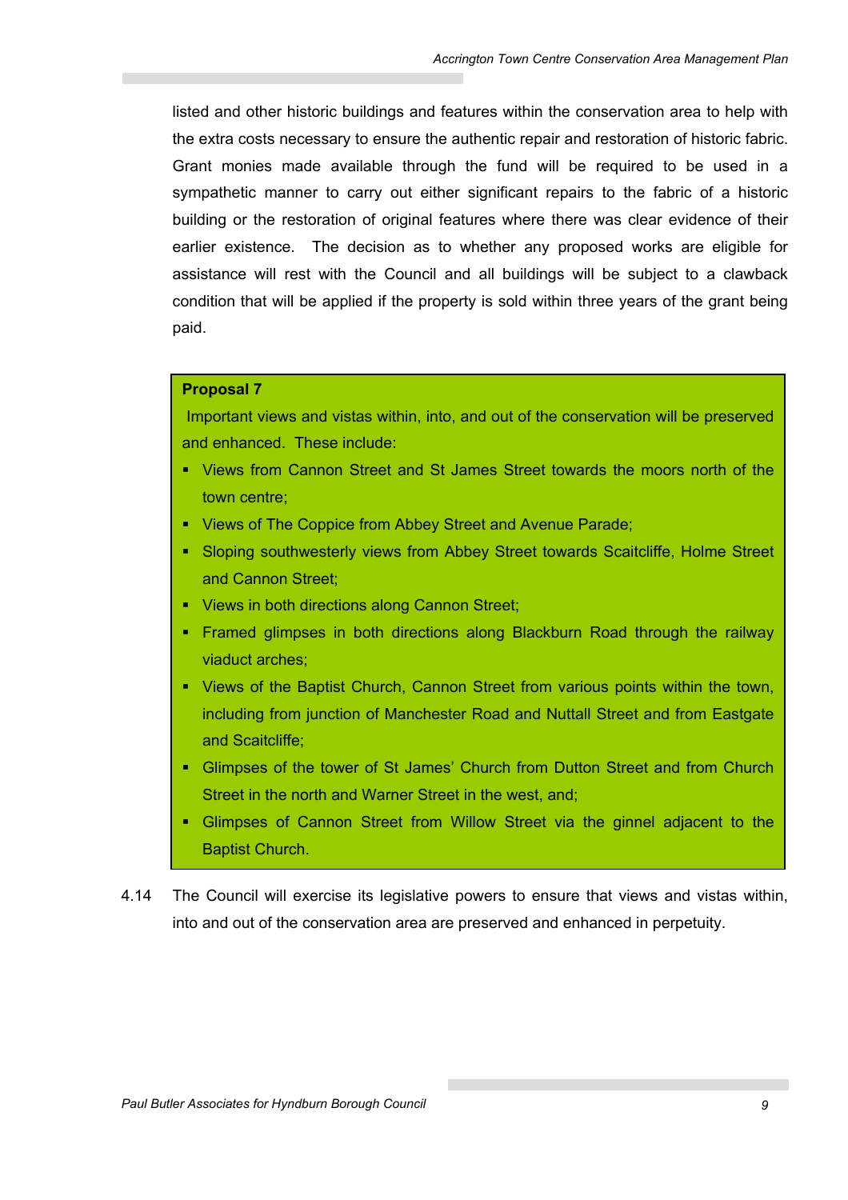listed and other historic buildings and features within the conservation area to help with the extra costs necessary to ensure the authentic repair and restoration of historic fabric. Grant monies made available through the fund will be required to be used in a sympathetic manner to carry out either significant repairs to the fabric of a historic building or the restoration of original features where there was clear evidence of their earlier existence. The decision as to whether any proposed works are eligible for assistance will rest with the Council and all buildings will be subject to a clawback condition that will be applied if the property is sold within three years of the grant being paid.

**Proposal 7**

Important views and vistas within, into, and out of the conservation will be preserved and enhanced. These include:

- Views from Cannon Street and St James Street towards the moors north of the town centre;
- Views of The Coppice from Abbey Street and Avenue Parade;
- Sloping southwesterly views from Abbey Street towards Scaitcliffe, Holme Street and Cannon Street;
- Views in both directions along Cannon Street;
- Framed glimpses in both directions along Blackburn Road through the railway viaduct arches;
- Views of the Baptist Church, Cannon Street from various points within the town, including from junction of Manchester Road and Nuttall Street and from Eastgate and Scaitcliffe;
- Glimpses of the tower of St James' Church from Dutton Street and from Church Street in the north and Warner Street in the west, and;
- Glimpses of Cannon Street from Willow Street via the ginnel adjacent to the Baptist Church.

4.14 The Council will exercise its legislative powers to ensure that views and vistas within, into and out of the conservation area are preserved and enhanced in perpetuity.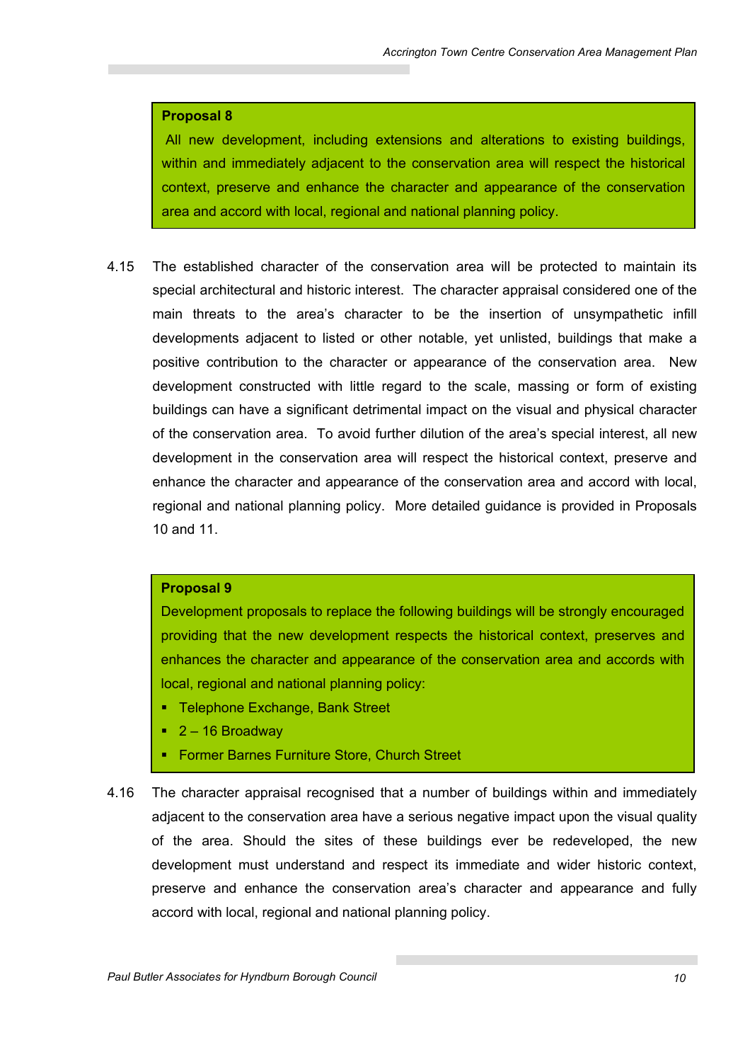**Proposal 8**

All new development, including extensions and alterations to existing buildings, within and immediately adjacent to the conservation area will respect the historical context, preserve and enhance the character and appearance of the conservation area and accord with local, regional and national planning policy.

4.15 The established character of the conservation area will be protected to maintain its special architectural and historic interest. The character appraisal considered one of the main threats to the area's character to be the insertion of unsympathetic infill developments adjacent to listed or other notable, yet unlisted, buildings that make a positive contribution to the character or appearance of the conservation area. New development constructed with little regard to the scale, massing or form of existing buildings can have a significant detrimental impact on the visual and physical character of the conservation area. To avoid further dilution of the area's special interest, all new development in the conservation area will respect the historical context, preserve and enhance the character and appearance of the conservation area and accord with local, regional and national planning policy. More detailed guidance is provided in Proposals 10 and 11.

**Proposal 9**

Development proposals to replace the following buildings will be strongly encouraged providing that the new development respects the historical context, preserves and enhances the character and appearance of the conservation area and accords with local, regional and national planning policy:

- Telephone Exchange, Bank Street
- 2 – 16 Broadway
- Former Barnes Furniture Store, Church Street

4.16 The character appraisal recognised that a number of buildings within and immediately adjacent to the conservation area have a serious negative impact upon the visual quality of the area. Should the sites of these buildings ever be redeveloped, the new development must understand and respect its immediate and wider historic context, preserve and enhance the conservation area's character and appearance and fully accord with local, regional and national planning policy.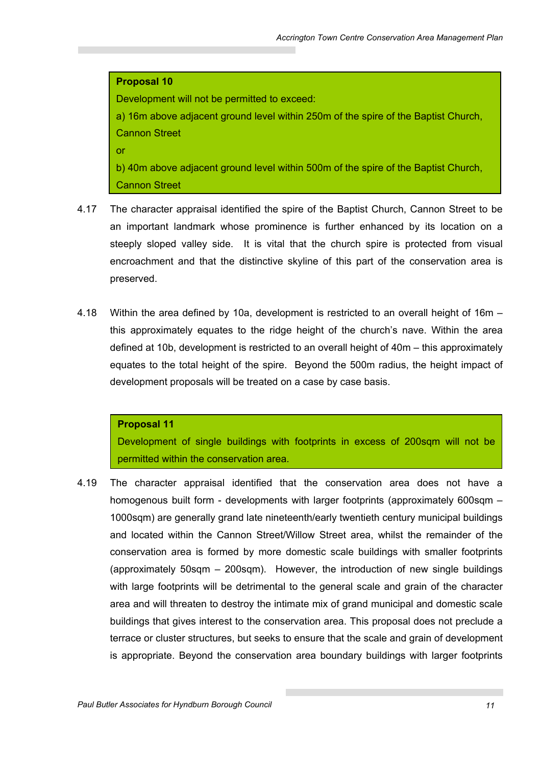**Proposal 10**

Development will not be permitted to exceed:

a) 16m above adjacent ground level within 250m of the spire of the Baptist Church, Cannon Street

or

b) 40m above adjacent ground level within 500m of the spire of the Baptist Church, Cannon Street

4.17 The character appraisal identified the spire of the Baptist Church, Cannon Street to be an important landmark whose prominence is further enhanced by its location on a steeply sloped valley side. It is vital that the church spire is protected from visual encroachment and that the distinctive skyline of this part of the conservation area is preserved.

4.18 Within the area defined by 10a, development is restricted to an overall height of 16m – this approximately equates to the ridge height of the church's nave. Within the area defined at 10b, development is restricted to an overall height of 40m – this approximately equates to the total height of the spire. Beyond the 500m radius, the height impact of development proposals will be treated on a case by case basis.

**Proposal 11**

Development of single buildings with footprints in excess of 200sqm will not be permitted within the conservation area.

4.19 The character appraisal identified that the conservation area does not have a homogenous built form - developments with larger footprints (approximately 600sqm – 1000sqm) are generally grand late nineteenth/early twentieth century municipal buildings and located within the Cannon Street/Willow Street area, whilst the remainder of the conservation area is formed by more domestic scale buildings with smaller footprints (approximately 50sqm – 200sqm). However, the introduction of new single buildings with large footprints will be detrimental to the general scale and grain of the character area and will threaten to destroy the intimate mix of grand municipal and domestic scale buildings that gives interest to the conservation area. This proposal does not preclude a terrace or cluster structures, but seeks to ensure that the scale and grain of development is appropriate. Beyond the conservation area boundary buildings with larger footprints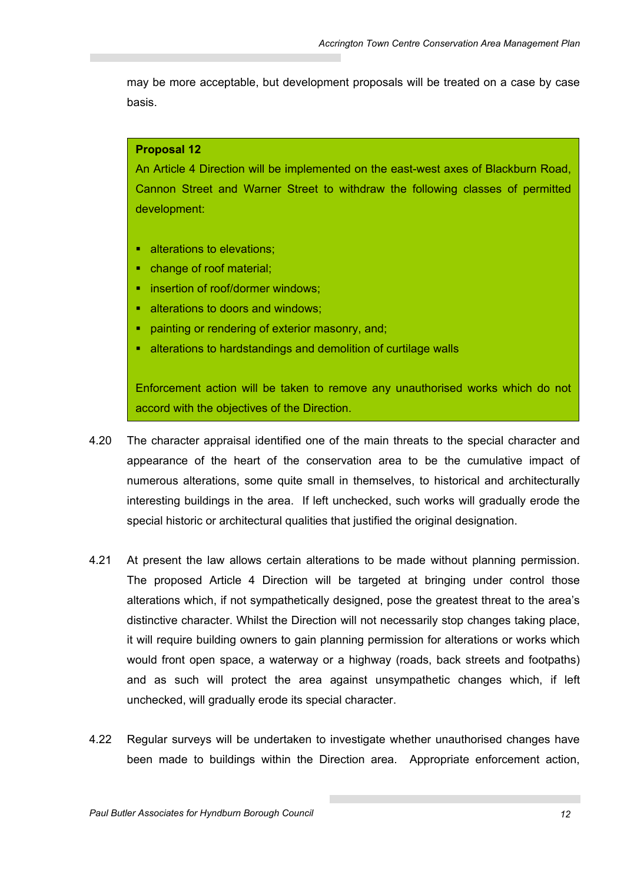may be more acceptable, but development proposals will be treated on a case by case basis.

**Proposal 12**

An Article 4 Direction will be implemented on the east-west axes of Blackburn Road, Cannon Street and Warner Street to withdraw the following classes of permitted development:

- alterations to elevations;
- change of roof material;
- insertion of roof/dormer windows;
- alterations to doors and windows;
- painting or rendering of exterior masonry, and;
- alterations to hardstandings and demolition of curtilage walls

Enforcement action will be taken to remove any unauthorised works which do not accord with the objectives of the Direction.

4.20 The character appraisal identified one of the main threats to the special character and appearance of the heart of the conservation area to be the cumulative impact of numerous alterations, some quite small in themselves, to historical and architecturally interesting buildings in the area. If left unchecked, such works will gradually erode the special historic or architectural qualities that justified the original designation.

4.21 At present the law allows certain alterations to be made without planning permission. The proposed Article 4 Direction will be targeted at bringing under control those alterations which, if not sympathetically designed, pose the greatest threat to the area's distinctive character. Whilst the Direction will not necessarily stop changes taking place, it will require building owners to gain planning permission for alterations or works which would front open space, a waterway or a highway (roads, back streets and footpaths) and as such will protect the area against unsympathetic changes which, if left unchecked, will gradually erode its special character.

4.22 Regular surveys will be undertaken to investigate whether unauthorised changes have been made to buildings within the Direction area. Appropriate enforcement action,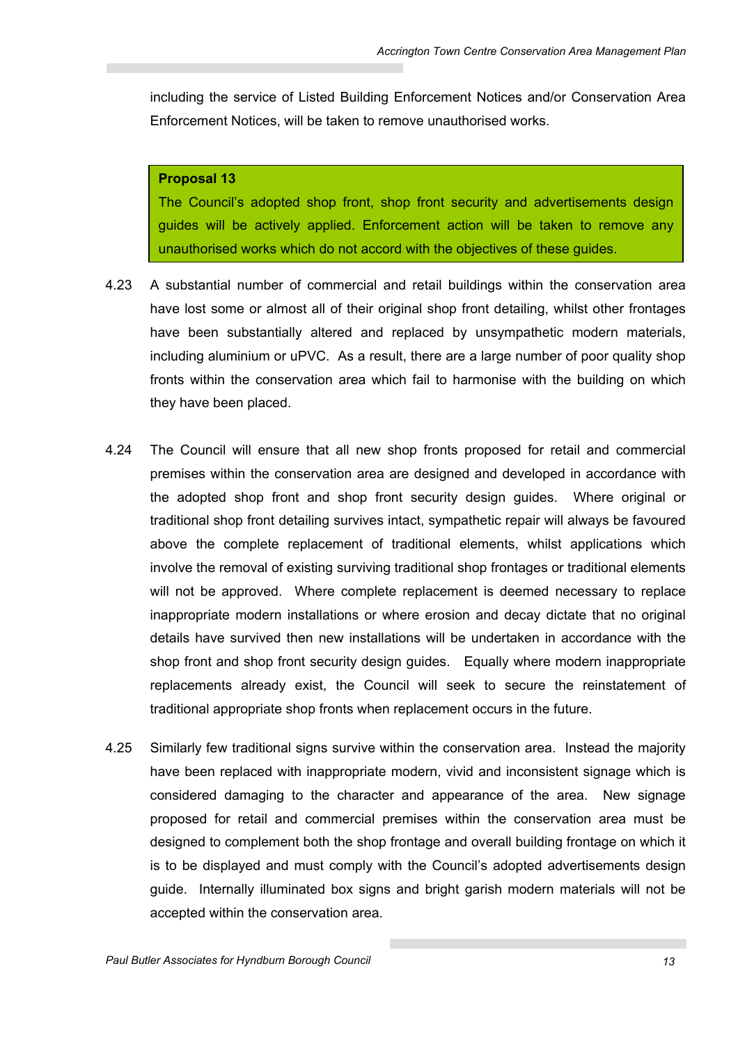including the service of Listed Building Enforcement Notices and/or Conservation Area Enforcement Notices, will be taken to remove unauthorised works.

**Proposal 13**

The Council's adopted shop front, shop front security and advertisements design guides will be actively applied. Enforcement action will be taken to remove any unauthorised works which do not accord with the objectives of these guides.

4.23 A substantial number of commercial and retail buildings within the conservation area have lost some or almost all of their original shop front detailing, whilst other frontages have been substantially altered and replaced by unsympathetic modern materials, including aluminium or uPVC. As a result, there are a large number of poor quality shop fronts within the conservation area which fail to harmonise with the building on which they have been placed.

4.24 The Council will ensure that all new shop fronts proposed for retail and commercial premises within the conservation area are designed and developed in accordance with the adopted shop front and shop front security design guides. Where original or traditional shop front detailing survives intact, sympathetic repair will always be favoured above the complete replacement of traditional elements, whilst applications which involve the removal of existing surviving traditional shop frontages or traditional elements will not be approved. Where complete replacement is deemed necessary to replace inappropriate modern installations or where erosion and decay dictate that no original details have survived then new installations will be undertaken in accordance with the shop front and shop front security design guides. Equally where modern inappropriate replacements already exist, the Council will seek to secure the reinstatement of traditional appropriate shop fronts when replacement occurs in the future.

4.25 Similarly few traditional signs survive within the conservation area. Instead the majority have been replaced with inappropriate modern, vivid and inconsistent signage which is considered damaging to the character and appearance of the area. New signage proposed for retail and commercial premises within the conservation area must be designed to complement both the shop frontage and overall building frontage on which it is to be displayed and must comply with the Council's adopted advertisements design guide. Internally illuminated box signs and bright garish modern materials will not be accepted within the conservation area.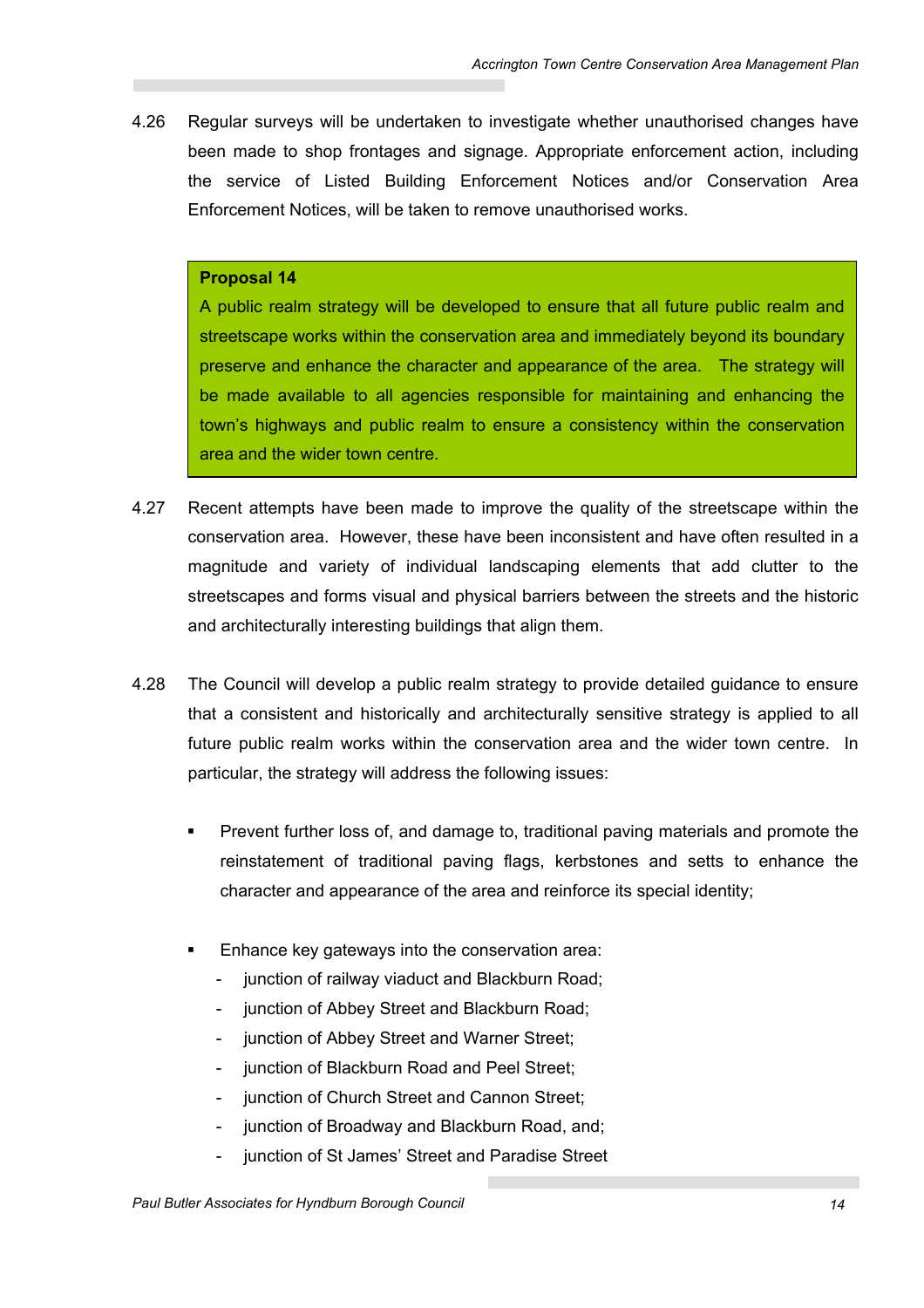4.26 Regular surveys will be undertaken to investigate whether unauthorised changes have been made to shop frontages and signage. Appropriate enforcement action, including the service of Listed Building Enforcement Notices and/or Conservation Area Enforcement Notices, will be taken to remove unauthorised works.

**Proposal 14**

A public realm strategy will be developed to ensure that all future public realm and streetscape works within the conservation area and immediately beyond its boundary preserve and enhance the character and appearance of the area. The strategy will be made available to all agencies responsible for maintaining and enhancing the town's highways and public realm to ensure a consistency within the conservation area and the wider town centre.

4.27 Recent attempts have been made to improve the quality of the streetscape within the conservation area. However, these have been inconsistent and have often resulted in a magnitude and variety of individual landscaping elements that add clutter to the streetscapes and forms visual and physical barriers between the streets and the historic and architecturally interesting buildings that align them.

4.28 The Council will develop a public realm strategy to provide detailed guidance to ensure that a consistent and historically and architecturally sensitive strategy is applied to all future public realm works within the conservation area and the wider town centre. In particular, the strategy will address the following issues:

- Prevent further loss of, and damage to, traditional paving materials and promote the reinstatement of traditional paving flags, kerbstones and setts to enhance the character and appearance of the area and reinforce its special identity;

- Enhance key gateways into the conservation area:
  - junction of railway viaduct and Blackburn Road;
  - junction of Abbey Street and Blackburn Road;
  - junction of Abbey Street and Warner Street;
  - junction of Blackburn Road and Peel Street;
  - junction of Church Street and Cannon Street;
  - junction of Broadway and Blackburn Road, and;
  - junction of St James' Street and Paradise Street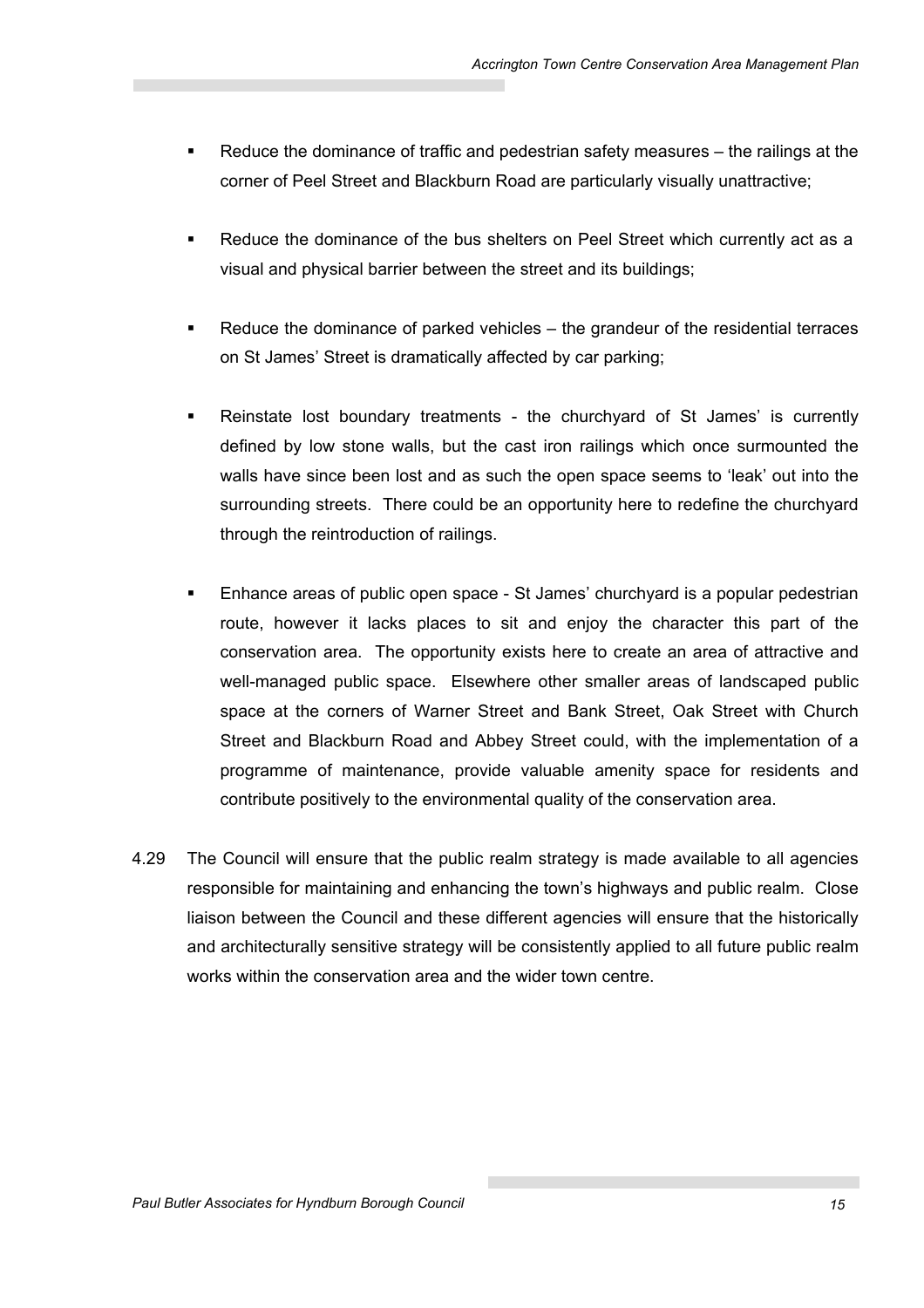- Reduce the dominance of traffic and pedestrian safety measures – the railings at the corner of Peel Street and Blackburn Road are particularly visually unattractive;

- Reduce the dominance of the bus shelters on Peel Street which currently act as a visual and physical barrier between the street and its buildings;

- Reduce the dominance of parked vehicles – the grandeur of the residential terraces on St James' Street is dramatically affected by car parking;

- Reinstate lost boundary treatments - the churchyard of St James' is currently defined by low stone walls, but the cast iron railings which once surmounted the walls have since been lost and as such the open space seems to 'leak' out into the surrounding streets. There could be an opportunity here to redefine the churchyard through the reintroduction of railings.

- Enhance areas of public open space - St James' churchyard is a popular pedestrian route, however it lacks places to sit and enjoy the character this part of the conservation area. The opportunity exists here to create an area of attractive and well-managed public space. Elsewhere other smaller areas of landscaped public space at the corners of Warner Street and Bank Street, Oak Street with Church Street and Blackburn Road and Abbey Street could, with the implementation of a programme of maintenance, provide valuable amenity space for residents and contribute positively to the environmental quality of the conservation area.

4.29 The Council will ensure that the public realm strategy is made available to all agencies responsible for maintaining and enhancing the town's highways and public realm. Close liaison between the Council and these different agencies will ensure that the historically and architecturally sensitive strategy will be consistently applied to all future public realm works within the conservation area and the wider town centre.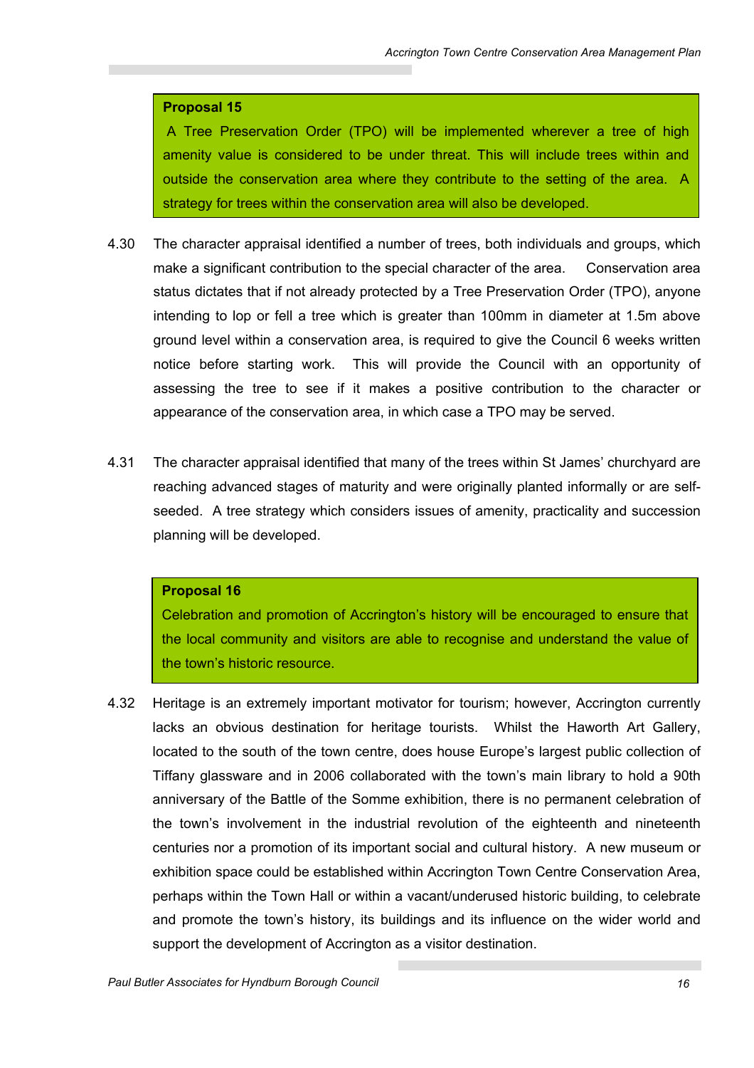**Proposal 15**

A Tree Preservation Order (TPO) will be implemented wherever a tree of high amenity value is considered to be under threat. This will include trees within and outside the conservation area where they contribute to the setting of the area. A strategy for trees within the conservation area will also be developed.

4.30 The character appraisal identified a number of trees, both individuals and groups, which make a significant contribution to the special character of the area. Conservation area status dictates that if not already protected by a Tree Preservation Order (TPO), anyone intending to lop or fell a tree which is greater than 100mm in diameter at 1.5m above ground level within a conservation area, is required to give the Council 6 weeks written notice before starting work. This will provide the Council with an opportunity of assessing the tree to see if it makes a positive contribution to the character or appearance of the conservation area, in which case a TPO may be served.

4.31 The character appraisal identified that many of the trees within St James' churchyard are reaching advanced stages of maturity and were originally planted informally or are self-seeded. A tree strategy which considers issues of amenity, practicality and succession planning will be developed.

**Proposal 16**

Celebration and promotion of Accrington's history will be encouraged to ensure that the local community and visitors are able to recognise and understand the value of the town's historic resource.

4.32 Heritage is an extremely important motivator for tourism; however, Accrington currently lacks an obvious destination for heritage tourists. Whilst the Haworth Art Gallery, located to the south of the town centre, does house Europe's largest public collection of Tiffany glassware and in 2006 collaborated with the town's main library to hold a 90th anniversary of the Battle of the Somme exhibition, there is no permanent celebration of the town's involvement in the industrial revolution of the eighteenth and nineteenth centuries nor a promotion of its important social and cultural history. A new museum or exhibition space could be established within Accrington Town Centre Conservation Area, perhaps within the Town Hall or within a vacant/underused historic building, to celebrate and promote the town's history, its buildings and its influence on the wider world and support the development of Accrington as a visitor destination.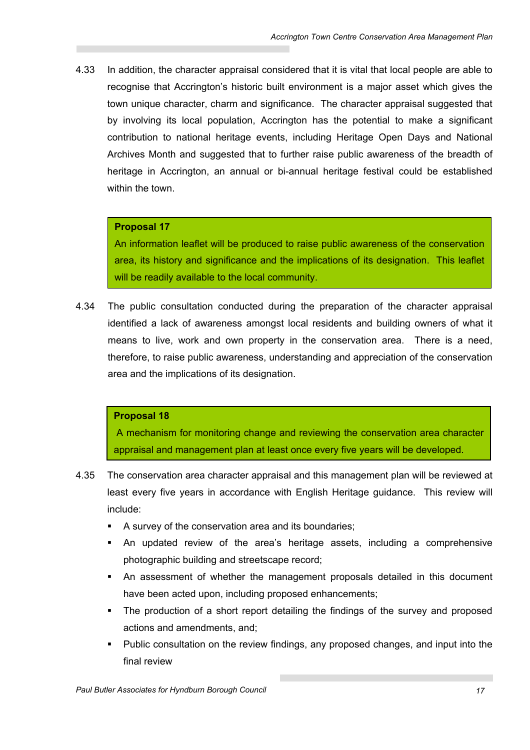4.33 In addition, the character appraisal considered that it is vital that local people are able to recognise that Accrington's historic built environment is a major asset which gives the town unique character, charm and significance. The character appraisal suggested that by involving its local population, Accrington has the potential to make a significant contribution to national heritage events, including Heritage Open Days and National Archives Month and suggested that to further raise public awareness of the breadth of heritage in Accrington, an annual or bi-annual heritage festival could be established within the town.

> **Proposal 17**
> An information leaflet will be produced to raise public awareness of the conservation area, its history and significance and the implications of its designation. This leaflet will be readily available to the local community.

4.34 The public consultation conducted during the preparation of the character appraisal identified a lack of awareness amongst local residents and building owners of what it means to live, work and own property in the conservation area. There is a need, therefore, to raise public awareness, understanding and appreciation of the conservation area and the implications of its designation.

> **Proposal 18**
> A mechanism for monitoring change and reviewing the conservation area character appraisal and management plan at least once every five years will be developed.

4.35 The conservation area character appraisal and this management plan will be reviewed at least every five years in accordance with English Heritage guidance. This review will include:

- A survey of the conservation area and its boundaries;
- An updated review of the area's heritage assets, including a comprehensive photographic building and streetscape record;
- An assessment of whether the management proposals detailed in this document have been acted upon, including proposed enhancements;
- The production of a short report detailing the findings of the survey and proposed actions and amendments, and;
- Public consultation on the review findings, any proposed changes, and input into the final review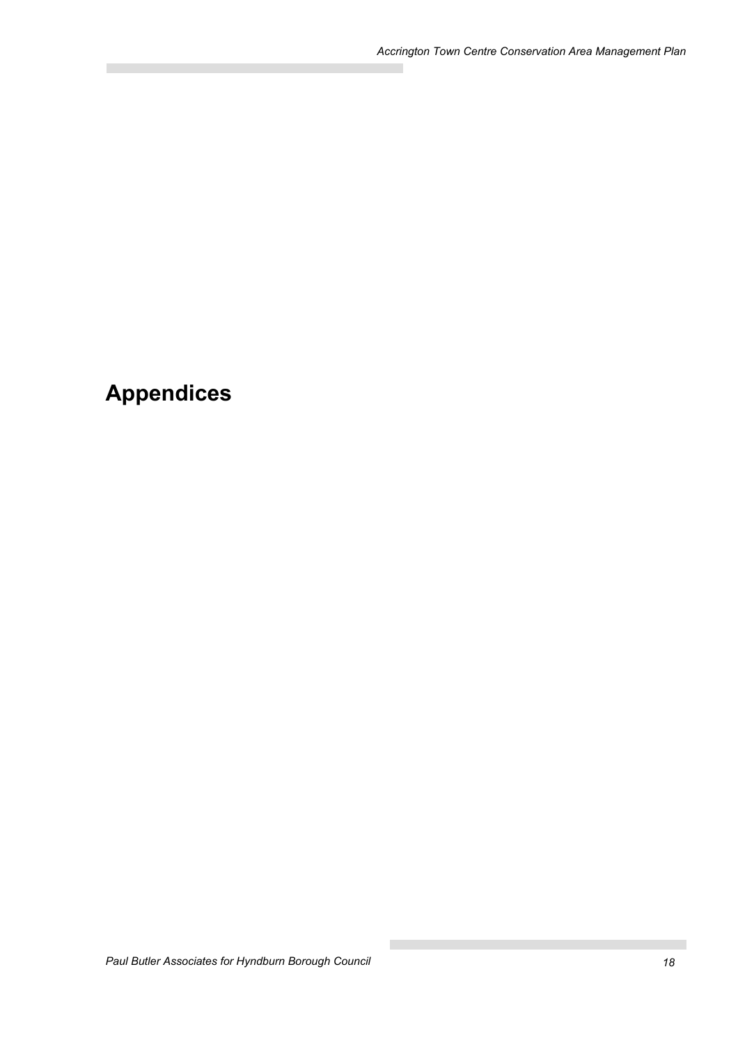# Appendices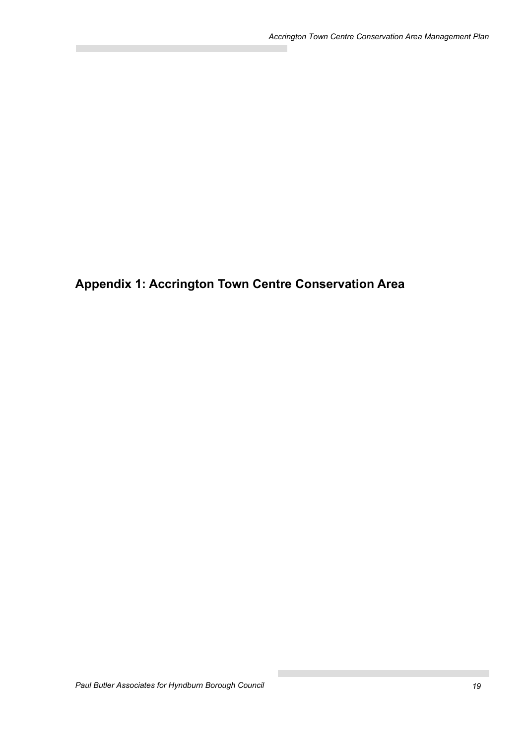## Appendix 1: Accrington Town Centre Conservation Area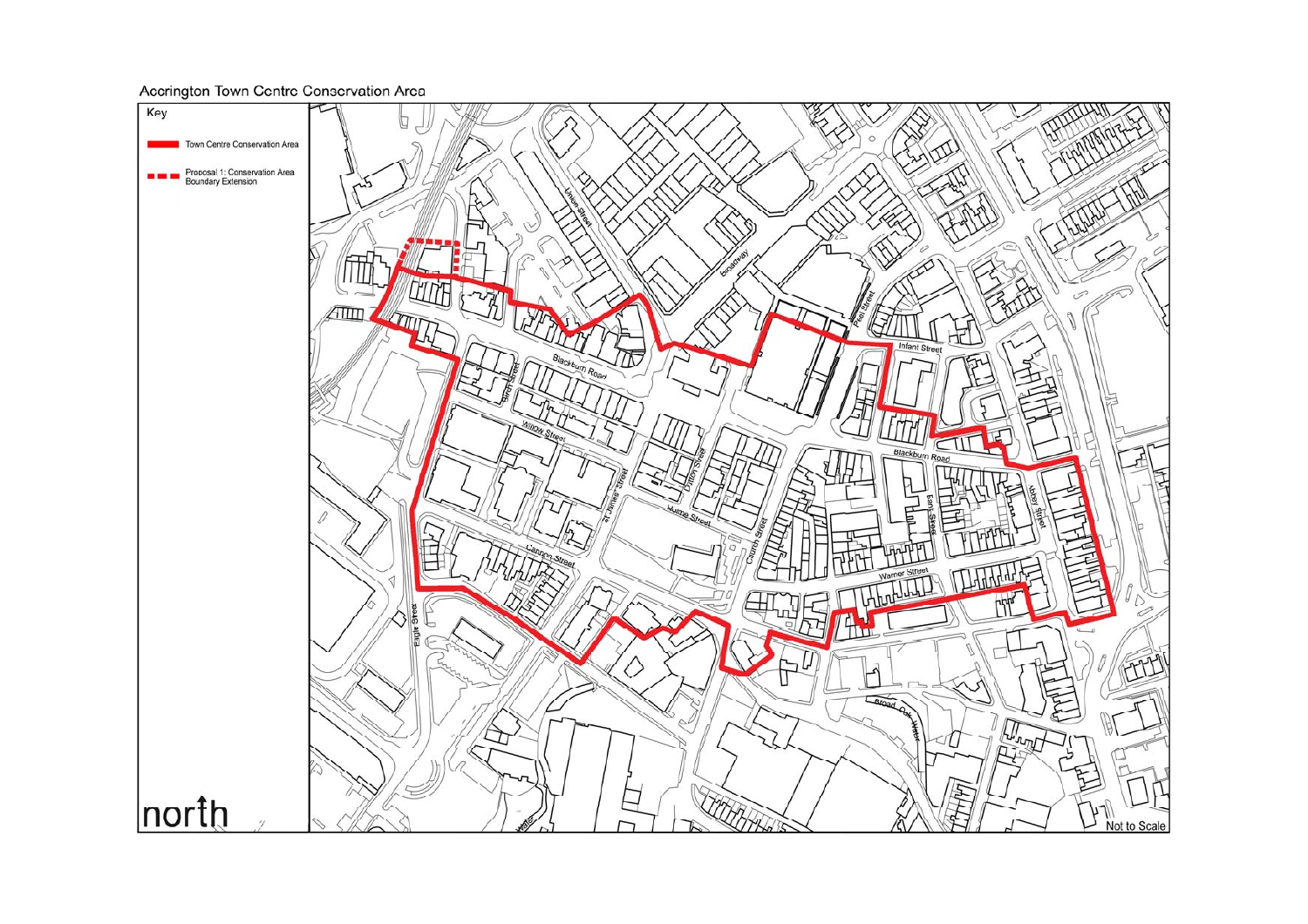Accrington Town Centre Conservation Area

Key

Town Centre Conservation Area

Proposal 1: Conservation Area Boundary Extension

north

Not to Scale